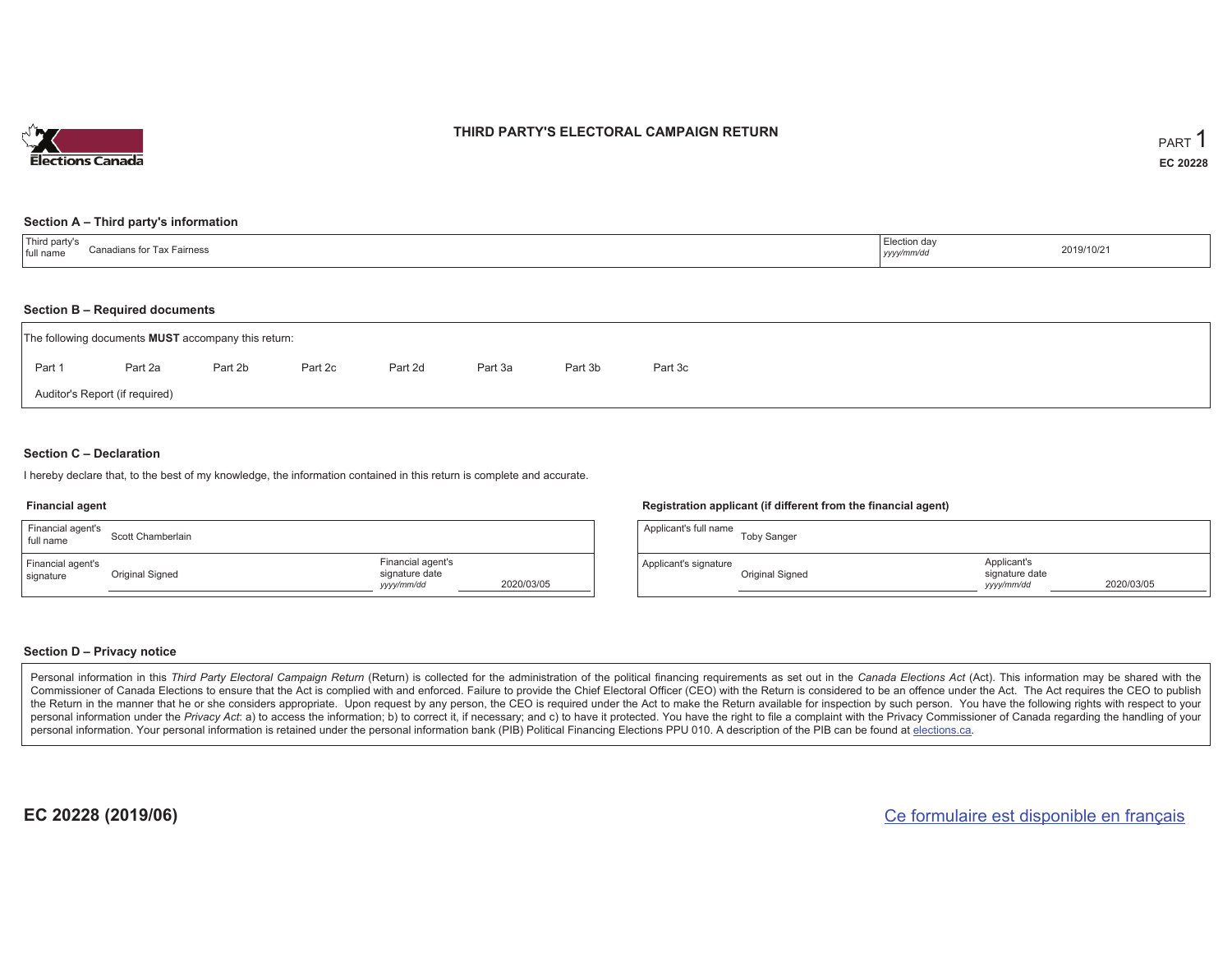Elections Canada

# THIRD PARTY'S ELECTORAL CAMPAIGN RETURN

PART 1

**EC 20228**

## Section A – Third party's information

| Third party's full name | Canadians for Tax Fairness | Election day *yyyy/mm/dd* | 2019/10/21 |
|---|---|---|---|

## Section B – Required documents

The following documents **MUST** accompany this return:

Part 1 &nbsp; Part 2a &nbsp; Part 2b &nbsp; Part 2c &nbsp; Part 2d &nbsp; Part 3a &nbsp; Part 3b &nbsp; Part 3c

Auditor's Report (if required)

## Section C – Declaration

I hereby declare that, to the best of my knowledge, the information contained in this return is complete and accurate.

**Financial agent**

| Financial agent's full name | Scott Chamberlain | | |
|---|---|---|---|
| Financial agent's signature | Original Signed | Financial agent's signature date *yyyy/mm/dd* | 2020/03/05 |

**Registration applicant (if different from the financial agent)**

| Applicant's full name | Toby Sanger | | |
|---|---|---|---|
| Applicant's signature | Original Signed | Applicant's signature date *yyyy/mm/dd* | 2020/03/05 |

## Section D – Privacy notice

Personal information in this *Third Party Electoral Campaign Return* (Return) is collected for the administration of the political financing requirements as set out in the *Canada Elections Act* (Act). This information may be shared with the Commissioner of Canada Elections to ensure that the Act is complied with and enforced. Failure to provide the Chief Electoral Officer (CEO) with the Return is considered to be an offence under the Act. The Act requires the CEO to publish the Return in the manner that he or she considers appropriate. Upon request by any person, the CEO is required under the Act to make the Return available for inspection by such person. You have the following rights with respect to your personal information under the *Privacy Act*: a) to access the information; b) to correct it, if necessary; and c) to have it protected. You have the right to file a complaint with the Privacy Commissioner of Canada regarding the handling of your personal information. Your personal information is retained under the personal information bank (PIB) Political Financing Elections PPU 010. A description of the PIB can be found at elections.ca.

**EC 20228 (2019/06)**

Ce formulaire est disponible en français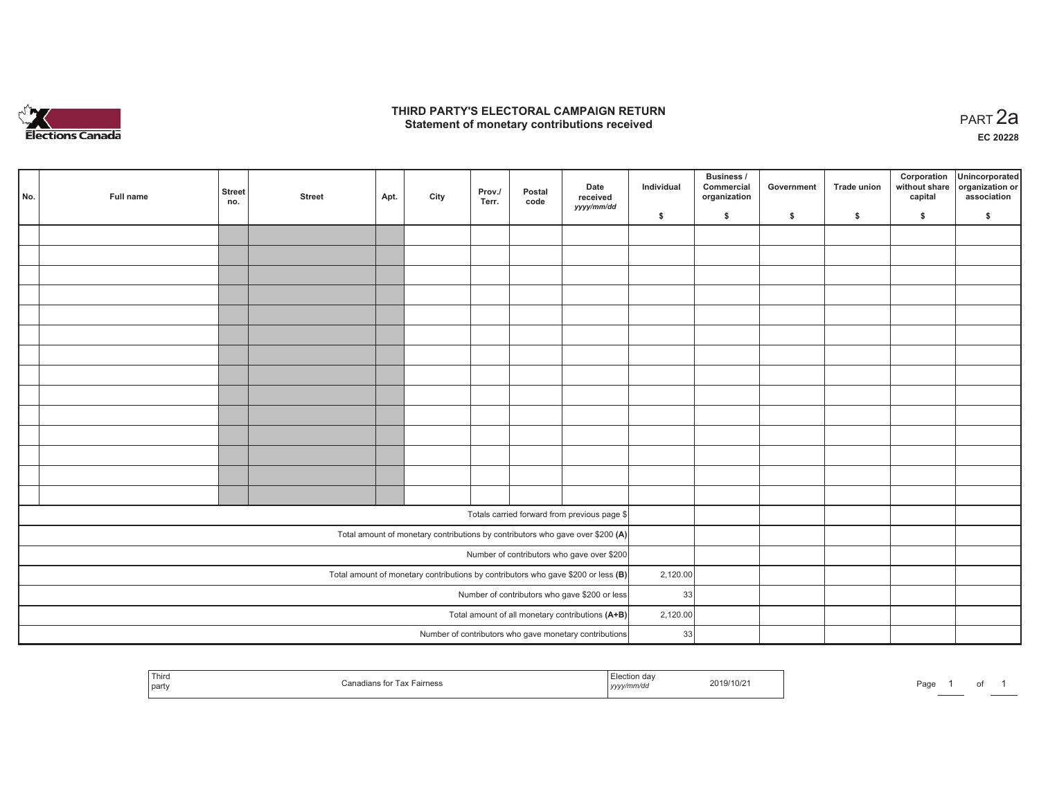# THIRD PARTY'S ELECTORAL CAMPAIGN RETURN
## Statement of monetary contributions received

PART 2a

EC 20228

| No. | Full name | Street no. | Street | Apt. | City | Prov./ Terr. | Postal code | Date received yyyy/mm/dd | Individual $ | Business / Commercial organization $ | Government $ | Trade union $ | Corporation without share capital $ | Unincorporated organization or association $ |
|---|---|---|---|---|---|---|---|---|---|---|---|---|---|---|
| | | | | | | | | | | | | | | |
| | | | | | | | | | | | | | | |
| | | | | | | | | | | | | | | |
| | | | | | | | | | | | | | | |
| | | | | | | | | | | | | | | |
| | | | | | | | | | | | | | | |
| | | | | | | | | | | | | | | |
| | | | | | | | | | | | | | | |
| | | | | | | | | | | | | | | |
| | | | | | | | | | | | | | | |
| | | | | | | | | | | | | | | |
| | | | | | | | | | | | | | | |
| | | | | | | | | | | | | | | |
| | | | | | | | | | | | | | | |
| Totals carried forward from previous page $ | | | | | | | | | | | | | | |
| Total amount of monetary contributions by contributors who gave over $200 **(A)** | | | | | | | | | | | | | | |
| Number of contributors who gave over $200 | | | | | | | | | | | | | | |
| Total amount of monetary contributions by contributors who gave $200 or less **(B)** | | | | | | | | | 2,120.00 | | | | | |
| Number of contributors who gave $200 or less | | | | | | | | | 33 | | | | | |
| Total amount of all monetary contributions **(A+B)** | | | | | | | | | 2,120.00 | | | | | |
| Number of contributors who gave monetary contributions | | | | | | | | | 33 | | | | | |

| Third party | Canadians for Tax Fairness | Election day yyyy/mm/dd | 2019/10/21 |
|---|---|---|---|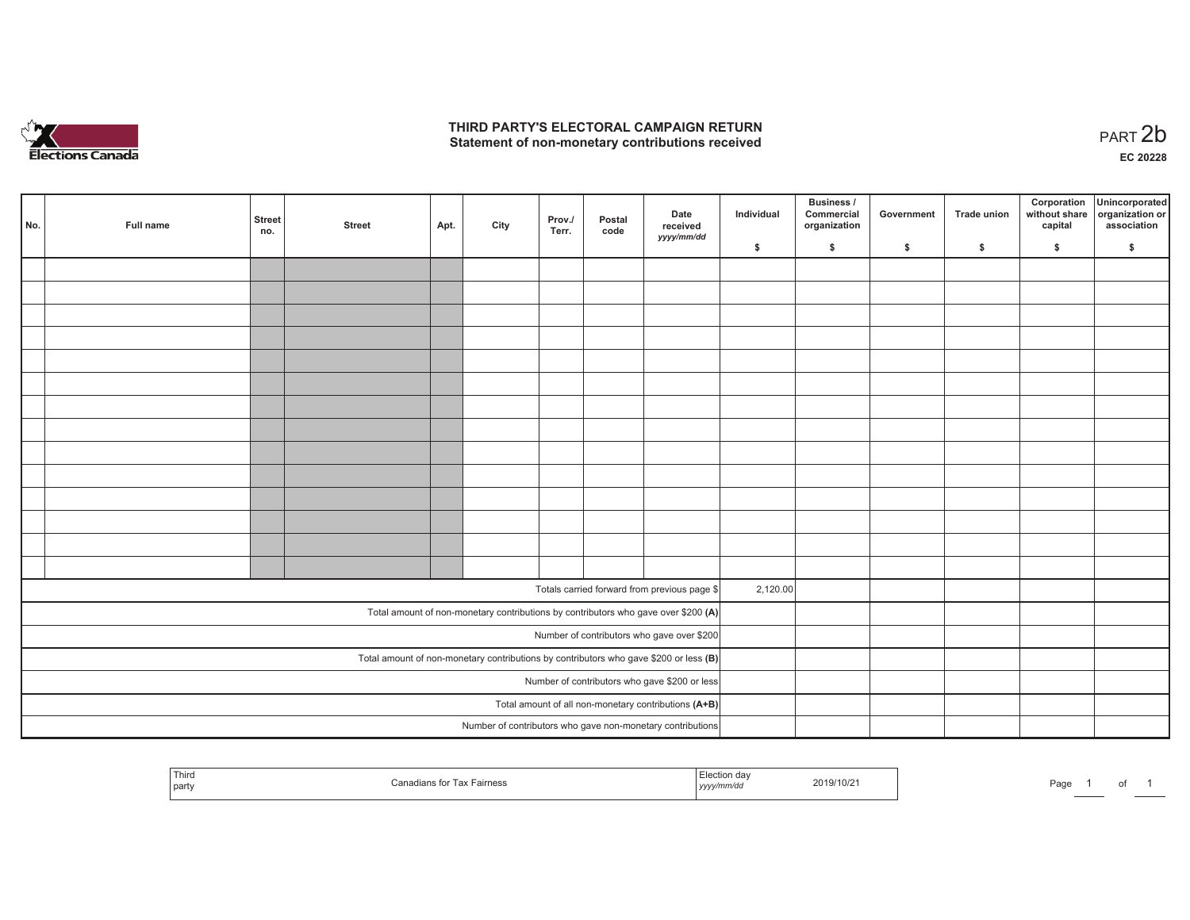# THIRD PARTY'S ELECTORAL CAMPAIGN RETURN
## Statement of non-monetary contributions received

PART 2b

EC 20228

| No. | Full name | Street no. | Street | Apt. | City | Prov./ Terr. | Postal code | Date received yyyy/mm/dd | Individual $ | Business / Commercial organization $ | Government $ | Trade union $ | Corporation without share capital $ | Unincorporated organization or association $ |
|---|---|---|---|---|---|---|---|---|---|---|---|---|---|---|
| | | | | | | | | | | | | | | |
| | | | | | | | | | | | | | | |
| | | | | | | | | | | | | | | |
| | | | | | | | | | | | | | | |
| | | | | | | | | | | | | | | |
| | | | | | | | | | | | | | | |
| | | | | | | | | | | | | | | |
| | | | | | | | | | | | | | | |
| | | | | | | | | | | | | | | |
| | | | | | | | | | | | | | | |
| | | | | | | | | | | | | | | |
| | | | | | | | | | | | | | | |
| | | | | | | | | | | | | | | |
| | | | | | | | | | | | | | | |
| Totals carried forward from previous page $ | | | | | | | | | 2,120.00 | | | | | |
| Total amount of non-monetary contributions by contributors who gave over $200 (A) | | | | | | | | | | | | | | |
| Number of contributors who gave over $200 | | | | | | | | | | | | | | |
| Total amount of non-monetary contributions by contributors who gave $200 or less (B) | | | | | | | | | | | | | | |
| Number of contributors who gave $200 or less | | | | | | | | | | | | | | |
| Total amount of all non-monetary contributions (A+B) | | | | | | | | | | | | | | |
| Number of contributors who gave non-monetary contributions | | | | | | | | | | | | | | |

| Third party | Canadians for Tax Fairness | Election day yyyy/mm/dd | 2019/10/21 |
|---|---|---|---|

Page 1 of 1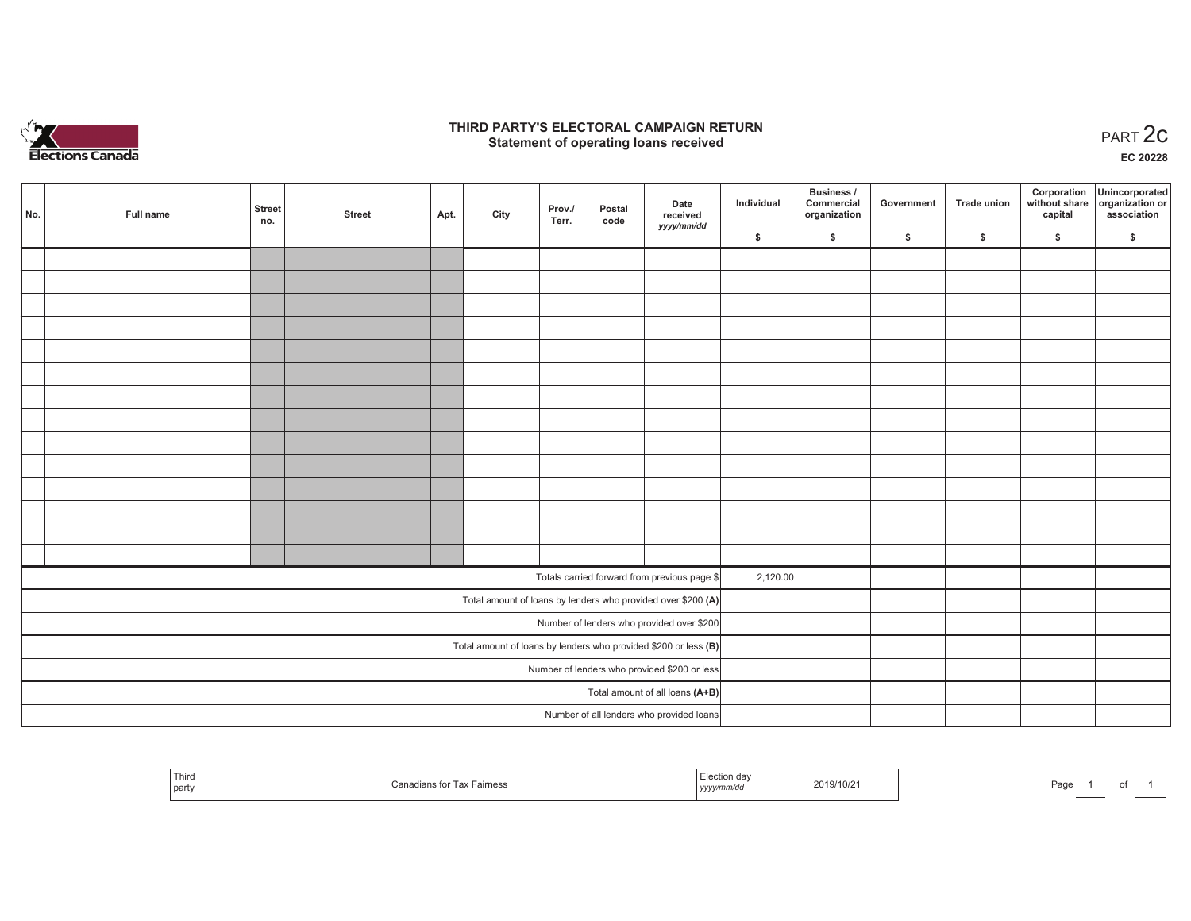# THIRD PARTY'S ELECTORAL CAMPAIGN RETURN
## Statement of operating loans received

PART 2c

EC 20228

| No. | Full name | Street no. | Street | Apt. | City | Prov./ Terr. | Postal code | Date received yyyy/mm/dd | Individual $ | Business / Commercial organization $ | Government $ | Trade union $ | Corporation without share capital $ | Unincorporated organization or association $ |
|---|---|---|---|---|---|---|---|---|---|---|---|---|---|---|
| | | | | | | | | | | | | | | |
| | | | | | | | | | | | | | | |
| | | | | | | | | | | | | | | |
| | | | | | | | | | | | | | | |
| | | | | | | | | | | | | | | |
| | | | | | | | | | | | | | | |
| | | | | | | | | | | | | | | |
| | | | | | | | | | | | | | | |
| | | | | | | | | | | | | | | |
| | | | | | | | | | | | | | | |
| | | | | | | | | | | | | | | |
| | | | | | | | | | | | | | | |
| | | | | | | | | | | | | | | |
| | | | | | | | | | | | | | | |
| Totals carried forward from previous page $ | | | | | | | | | 2,120.00 | | | | | |
| Total amount of loans by lenders who provided over $200 **(A)** | | | | | | | | | | | | | | |
| Number of lenders who provided over $200 | | | | | | | | | | | | | | |
| Total amount of loans by lenders who provided $200 or less **(B)** | | | | | | | | | | | | | | |
| Number of lenders who provided $200 or less | | | | | | | | | | | | | | |
| Total amount of all loans **(A+B)** | | | | | | | | | | | | | | |
| Number of all lenders who provided loans | | | | | | | | | | | | | | |

| Third party | Canadians for Tax Fairness | Election day yyyy/mm/dd | 2019/10/21 |
|---|---|---|---|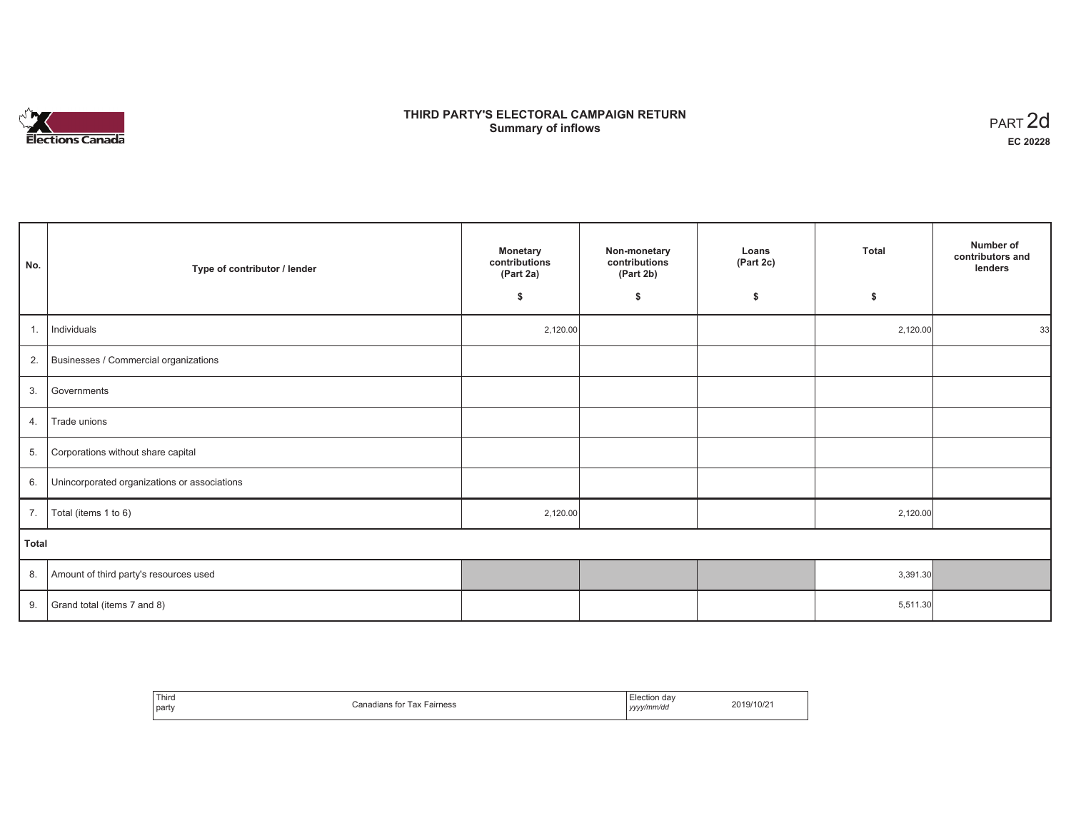Elections Canada

# THIRD PARTY'S ELECTORAL CAMPAIGN RETURN
## Summary of inflows

PART 2d
**EC 20228**

| No. | Type of contributor / lender | Monetary contributions (Part 2a) $ | Non-monetary contributions (Part 2b) $ | Loans (Part 2c) $ | Total $ | Number of contributors and lenders |
|---|---|---|---|---|---|---|
| 1. | Individuals | 2,120.00 | | | 2,120.00 | 33 |
| 2. | Businesses / Commercial organizations | | | | | |
| 3. | Governments | | | | | |
| 4. | Trade unions | | | | | |
| 5. | Corporations without share capital | | | | | |
| 6. | Unincorporated organizations or associations | | | | | |
| 7. | Total (items 1 to 6) | 2,120.00 | | | 2,120.00 | |
| **Total** | | | | | | |
| 8. | Amount of third party's resources used | | | | 3,391.30 | |
| 9. | Grand total (items 7 and 8) | | | | 5,511.30 | |

| Third party | Canadians for Tax Fairness | Election day *yyyy/mm/dd* | 2019/10/21 |
|---|---|---|---|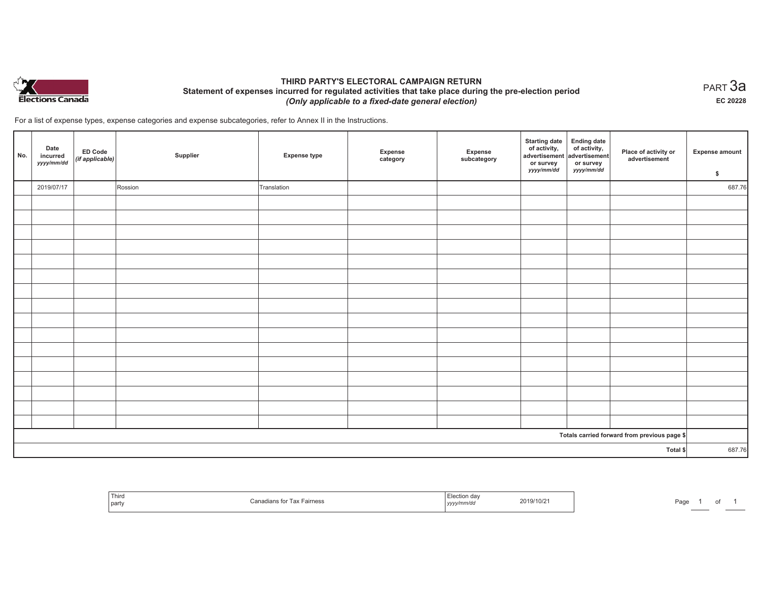# THIRD PARTY'S ELECTORAL CAMPAIGN RETURN

## Statement of expenses incurred for regulated activities that take place during the pre-election period

*(Only applicable to a fixed-date general election)*

PART 3a

EC 20228

For a list of expense types, expense categories and expense subcategories, refer to Annex II in the Instructions.

| No. | Date incurred *yyyy/mm/dd* | ED Code *(if applicable)* | Supplier | Expense type | Expense category | Expense subcategory | Starting date of activity, advertisement or survey *yyyy/mm/dd* | Ending date of activity, advertisement or survey *yyyy/mm/dd* | Place of activity or advertisement | Expense amount $ |
|---|---|---|---|---|---|---|---|---|---|---|
| | 2019/07/17 | | Rossion | Translation | | | | | | 687.76 |
| | | | | | | | | | | |
| | | | | | | | | | | |
| | | | | | | | | | | |
| | | | | | | | | | | |
| | | | | | | | | | | |
| | | | | | | | | | | |
| | | | | | | | | | | |
| | | | | | | | | | | |
| | | | | | | | | | | |
| | | | | | | | | | | |
| | | | | | | | | | | |
| | | | | | | | | | | |
| | | | | | | | | | | |
| | | | | | | | | | | |
| | | | | | | | | | | |
| | | | | | | | | | | |
| | | | | | | | | | Totals carried forward from previous page $ | |
| | | | | | | | | | Total $ | 687.76 |

| Third party | Canadians for Tax Fairness | Election day *yyyy/mm/dd* | 2019/10/21 |
|---|---|---|---|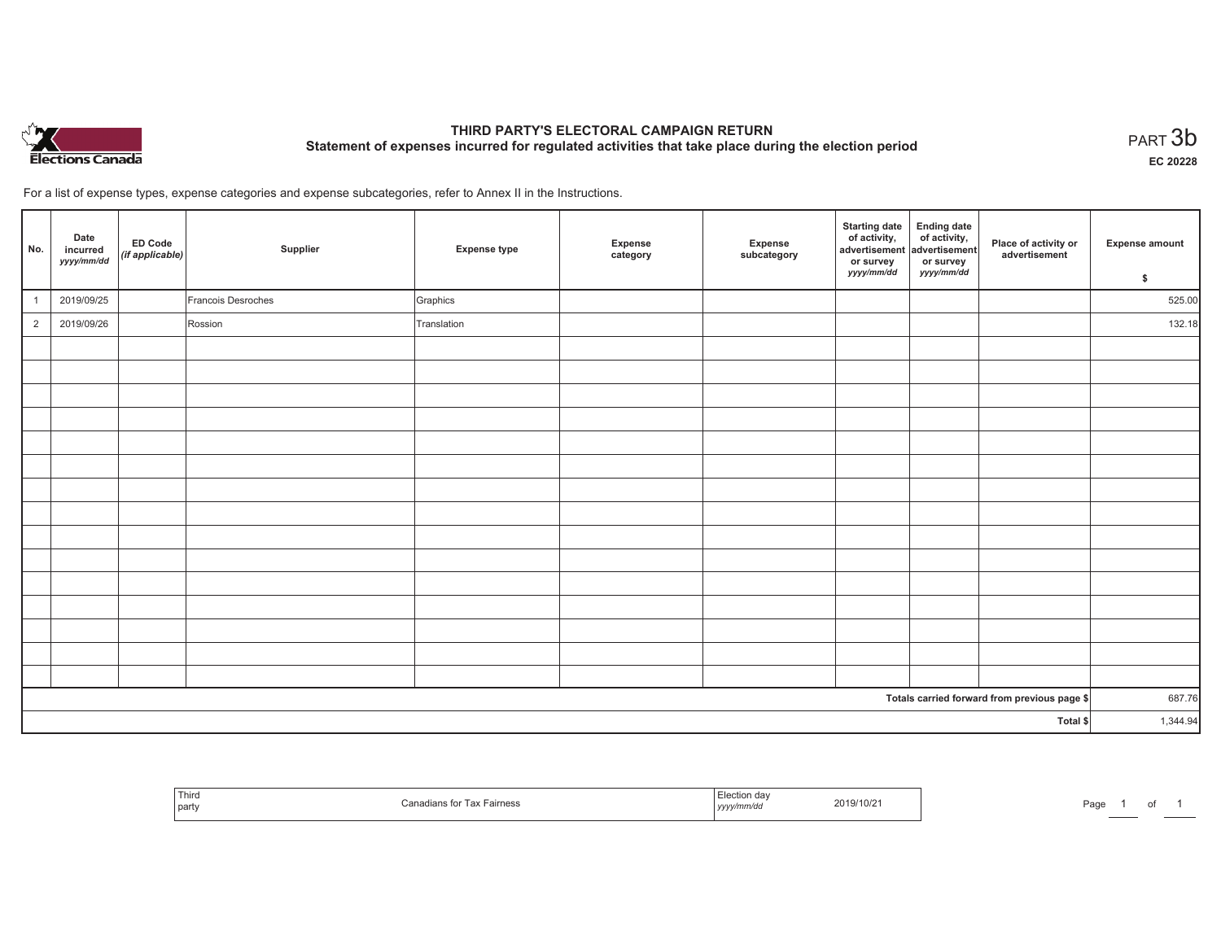# THIRD PARTY'S ELECTORAL CAMPAIGN RETURN

## Statement of expenses incurred for regulated activities that take place during the election period

PART 3b

EC 20228

For a list of expense types, expense categories and expense subcategories, refer to Annex II in the Instructions.

| No. | Date incurred *yyyy/mm/dd* | ED Code *(if applicable)* | Supplier | Expense type | Expense category | Expense subcategory | Starting date of activity, advertisement or survey *yyyy/mm/dd* | Ending date of activity, advertisement or survey *yyyy/mm/dd* | Place of activity or advertisement | Expense amount $ |
|---|---|---|---|---|---|---|---|---|---|---|
| 1 | 2019/09/25 | | Francois Desroches | Graphics | | | | | | 525.00 |
| 2 | 2019/09/26 | | Rossion | Translation | | | | | | 132.18 |
| | | | | | | | | | | |
| | | | | | | | | | | |
| | | | | | | | | | | |
| | | | | | | | | | | |
| | | | | | | | | | | |
| | | | | | | | | | | |
| | | | | | | | | | | |
| | | | | | | | | | | |
| | | | | | | | | | | |
| | | | | | | | | | | |
| | | | | | | | | | | |
| | | | | | | | | | | |
| | | | | | | | | | | |
| | | | | | | | | | | |
| | | | | | | | | | | |
| **Totals carried forward from previous page $** | | | | | | | | | | 687.76 |
| **Total $** | | | | | | | | | | 1,344.94 |

| Third party | Canadians for Tax Fairness | Election day *yyyy/mm/dd* | 2019/10/21 |
|---|---|---|---|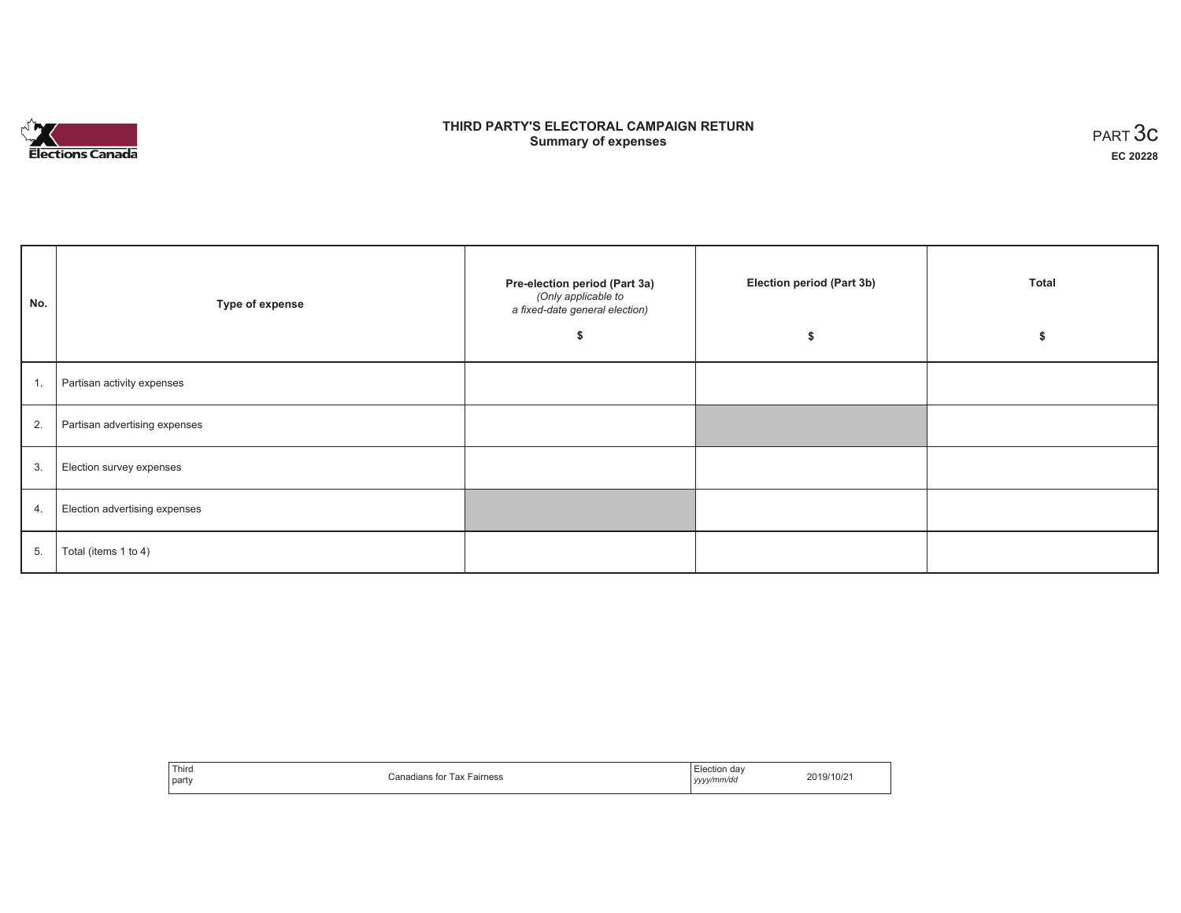# THIRD PARTY'S ELECTORAL CAMPAIGN RETURN
## Summary of expenses

PART 3c

**EC 20228**

| No. | Type of expense | Pre-election period (Part 3a) *(Only applicable to a fixed-date general election)* $ | Election period (Part 3b) $ | Total $ |
|---|---|---|---|---|
| 1. | Partisan activity expenses | | | |
| 2. | Partisan advertising expenses | | | |
| 3. | Election survey expenses | | | |
| 4. | Election advertising expenses | | | |
| 5. | Total (items 1 to 4) | | | |

| | | | |
|---|---|---|---|
| Third party | Canadians for Tax Fairness | Election day *yyyy/mm/dd* | 2019/10/21 |